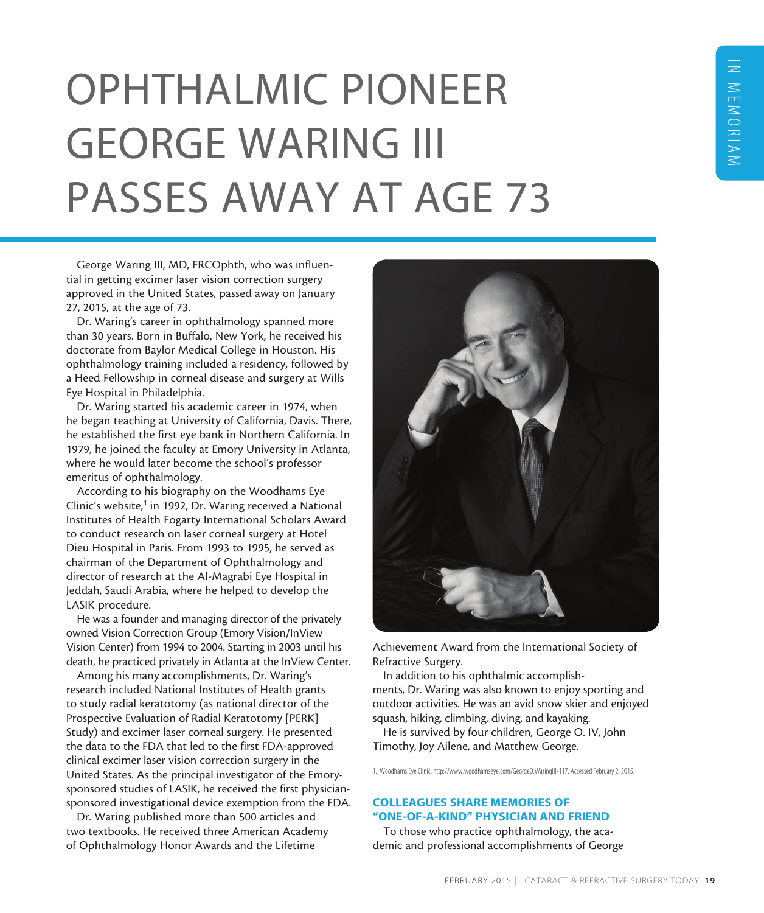# OPHTHALMIC PIONEER GEORGE WARING III PASSES AWAY AT AGE 73

George Waring III, MD, FRCOphth, who was influential in getting excimer laser vision correction surgery approved in the United States, passed away on January 27, 2015, at the age of 73.

Dr. Waring's career in ophthalmology spanned more than 30 years. Born in Buffalo, New York, he received his doctorate from Baylor Medical College in Houston. His ophthalmology training included a residency, followed by a Heed Fellowship in corneal disease and surgery at Wills Eye Hospital in Philadelphia.

Dr. Waring started his academic career in 1974, when he began teaching at University of California, Davis. There, he established the first eye bank in Northern California. In 1979, he joined the faculty at Emory University in Atlanta, where he would later become the school's professor emeritus of ophthalmology.

According to his biography on the Woodhams Eye Clinic's website,[1] in 1992, Dr. Waring received a National Institutes of Health Fogarty International Scholars Award to conduct research on laser corneal surgery at Hotel Dieu Hospital in Paris. From 1993 to 1995, he served as chairman of the Department of Ophthalmology and director of research at the Al-Magrabi Eye Hospital in Jeddah, Saudi Arabia, where he helped to develop the LASIK procedure.

He was a founder and managing director of the privately owned Vision Correction Group (Emory Vision/InView Vision Center) from 1994 to 2004. Starting in 2003 until his death, he practiced privately in Atlanta at the InView Center.

Among his many accomplishments, Dr. Waring's research included National Institutes of Health grants to study radial keratotomy (as national director of the Prospective Evaluation of Radial Keratotomy [PERK] Study) and excimer laser corneal surgery. He presented the data to the FDA that led to the first FDA-approved clinical excimer laser vision correction surgery in the United States. As the principal investigator of the Emory-sponsored studies of LASIK, he received the first physician-sponsored investigational device exemption from the FDA.

Dr. Waring published more than 500 articles and two textbooks. He received three American Academy of Ophthalmology Honor Awards and the Lifetime Achievement Award from the International Society of Refractive Surgery.

In addition to his ophthalmic accomplishments, Dr. Waring was also known to enjoy sporting and outdoor activities. He was an avid snow skier and enjoyed squash, hiking, climbing, diving, and kayaking.

He is survived by four children, George O. IV, John Timothy, Joy Ailene, and Matthew George.

1. Woodhams Eye Clinic. http://www.woodhamseye.com/GeorgeO.WaringIII-117. Accessed February 2, 2015.

## COLLEAGUES SHARE MEMORIES OF "ONE-OF-A-KIND" PHYSICIAN AND FRIEND

To those who practice ophthalmology, the academic and professional accomplishments of George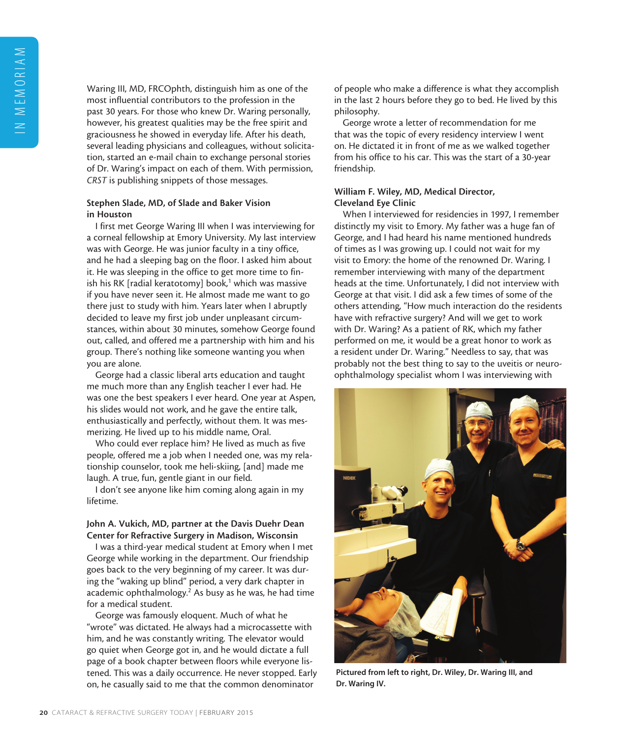Waring III, MD, FRCOphth, distinguish him as one of the most influential contributors to the profession in the past 30 years. For those who knew Dr. Waring personally, however, his greatest qualities may be the free spirit and graciousness he showed in everyday life. After his death, several leading physicians and colleagues, without solicitation, started an e-mail chain to exchange personal stories of Dr. Waring's impact on each of them. With permission, *CRST* is publishing snippets of those messages.

**Stephen Slade, MD, of Slade and Baker Vision in Houston**

I first met George Waring III when I was interviewing for a corneal fellowship at Emory University. My last interview was with George. He was junior faculty in a tiny office, and he had a sleeping bag on the floor. I asked him about it. He was sleeping in the office to get more time to finish his RK [radial keratotomy] book,[1] which was massive if you have never seen it. He almost made me want to go there just to study with him. Years later when I abruptly decided to leave my first job under unpleasant circumstances, within about 30 minutes, somehow George found out, called, and offered me a partnership with him and his group. There's nothing like someone wanting you when you are alone.

George had a classic liberal arts education and taught me much more than any English teacher I ever had. He was one the best speakers I ever heard. One year at Aspen, his slides would not work, and he gave the entire talk, enthusiastically and perfectly, without them. It was mesmerizing. He lived up to his middle name, Oral.

Who could ever replace him? He lived as much as five people, offered me a job when I needed one, was my relationship counselor, took me heli-skiing, [and] made me laugh. A true, fun, gentle giant in our field.

I don't see anyone like him coming along again in my lifetime.

**John A. Vukich, MD, partner at the Davis Duehr Dean Center for Refractive Surgery in Madison, Wisconsin**

I was a third-year medical student at Emory when I met George while working in the department. Our friendship goes back to the very beginning of my career. It was during the "waking up blind" period, a very dark chapter in academic ophthalmology.[2] As busy as he was, he had time for a medical student.

George was famously eloquent. Much of what he "wrote" was dictated. He always had a microcassette with him, and he was constantly writing. The elevator would go quiet when George got in, and he would dictate a full page of a book chapter between floors while everyone listened. This was a daily occurrence. He never stopped. Early on, he casually said to me that the common denominator of people who make a difference is what they accomplish in the last 2 hours before they go to bed. He lived by this philosophy.

George wrote a letter of recommendation for me that was the topic of every residency interview I went on. He dictated it in front of me as we walked together from his office to his car. This was the start of a 30-year friendship.

**William F. Wiley, MD, Medical Director, Cleveland Eye Clinic**

When I interviewed for residencies in 1997, I remember distinctly my visit to Emory. My father was a huge fan of George, and I had heard his name mentioned hundreds of times as I was growing up. I could not wait for my visit to Emory: the home of the renowned Dr. Waring. I remember interviewing with many of the department heads at the time. Unfortunately, I did not interview with George at that visit. I did ask a few times of some of the others attending, "How much interaction do the residents have with refractive surgery? And will we get to work with Dr. Waring? As a patient of RK, which my father performed on me, it would be a great honor to work as a resident under Dr. Waring." Needless to say, that was probably not the best thing to say to the uveitis or neuro-ophthalmology specialist whom I was interviewing with

Pictured from left to right, Dr. Wiley, Dr. Waring III, and Dr. Waring IV.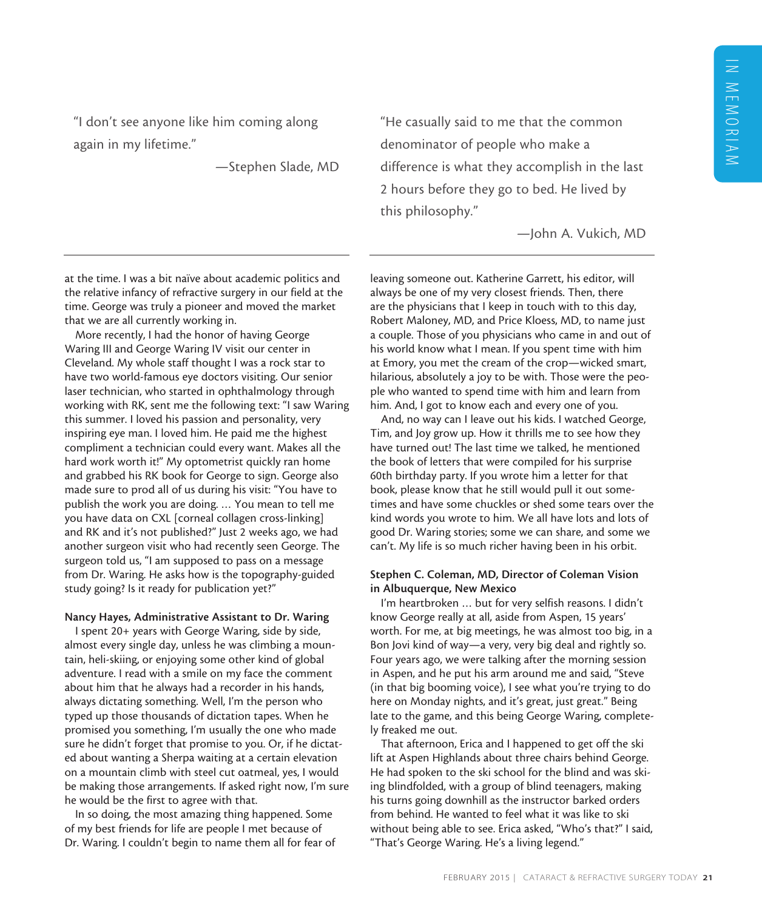> "I don't see anyone like him coming along again in my lifetime."
>
> —Stephen Slade, MD

> "He casually said to me that the common denominator of people who make a difference is what they accomplish in the last 2 hours before they go to bed. He lived by this philosophy."
>
> —John A. Vukich, MD

at the time. I was a bit naïve about academic politics and the relative infancy of refractive surgery in our field at the time. George was truly a pioneer and moved the market that we are all currently working in.

More recently, I had the honor of having George Waring III and George Waring IV visit our center in Cleveland. My whole staff thought I was a rock star to have two world-famous eye doctors visiting. Our senior laser technician, who started in ophthalmology through working with RK, sent me the following text: "I saw Waring this summer. I loved his passion and personality, very inspiring eye man. I loved him. He paid me the highest compliment a technician could every want. Makes all the hard work worth it!" My optometrist quickly ran home and grabbed his RK book for George to sign. George also made sure to prod all of us during his visit: "You have to publish the work you are doing. … You mean to tell me you have data on CXL [corneal collagen cross-linking] and RK and it's not published?" Just 2 weeks ago, we had another surgeon visit who had recently seen George. The surgeon told us, "I am supposed to pass on a message from Dr. Waring. He asks how is the topography-guided study going? Is it ready for publication yet?"

**Nancy Hayes, Administrative Assistant to Dr. Waring**

I spent 20+ years with George Waring, side by side, almost every single day, unless he was climbing a mountain, heli-skiing, or enjoying some other kind of global adventure. I read with a smile on my face the comment about him that he always had a recorder in his hands, always dictating something. Well, I'm the person who typed up those thousands of dictation tapes. When he promised you something, I'm usually the one who made sure he didn't forget that promise to you. Or, if he dictated about wanting a Sherpa waiting at a certain elevation on a mountain climb with steel cut oatmeal, yes, I would be making those arrangements. If asked right now, I'm sure he would be the first to agree with that.

In so doing, the most amazing thing happened. Some of my best friends for life are people I met because of Dr. Waring. I couldn't begin to name them all for fear of leaving someone out. Katherine Garrett, his editor, will always be one of my very closest friends. Then, there are the physicians that I keep in touch with to this day, Robert Maloney, MD, and Price Kloess, MD, to name just a couple. Those of you physicians who came in and out of his world know what I mean. If you spent time with him at Emory, you met the cream of the crop—wicked smart, hilarious, absolutely a joy to be with. Those were the people who wanted to spend time with him and learn from him. And, I got to know each and every one of you.

And, no way can I leave out his kids. I watched George, Tim, and Joy grow up. How it thrills me to see how they have turned out! The last time we talked, he mentioned the book of letters that were compiled for his surprise 60th birthday party. If you wrote him a letter for that book, please know that he still would pull it out sometimes and have some chuckles or shed some tears over the kind words you wrote to him. We all have lots and lots of good Dr. Waring stories; some we can share, and some we can't. My life is so much richer having been in his orbit.

**Stephen C. Coleman, MD, Director of Coleman Vision in Albuquerque, New Mexico**

I'm heartbroken … but for very selfish reasons. I didn't know George really at all, aside from Aspen, 15 years' worth. For me, at big meetings, he was almost too big, in a Bon Jovi kind of way—a very, very big deal and rightly so. Four years ago, we were talking after the morning session in Aspen, and he put his arm around me and said, "Steve (in that big booming voice), I see what you're trying to do here on Monday nights, and it's great, just great." Being late to the game, and this being George Waring, completely freaked me out.

That afternoon, Erica and I happened to get off the ski lift at Aspen Highlands about three chairs behind George. He had spoken to the ski school for the blind and was skiing blindfolded, with a group of blind teenagers, making his turns going downhill as the instructor barked orders from behind. He wanted to feel what it was like to ski without being able to see. Erica asked, "Who's that?" I said, "That's George Waring. He's a living legend."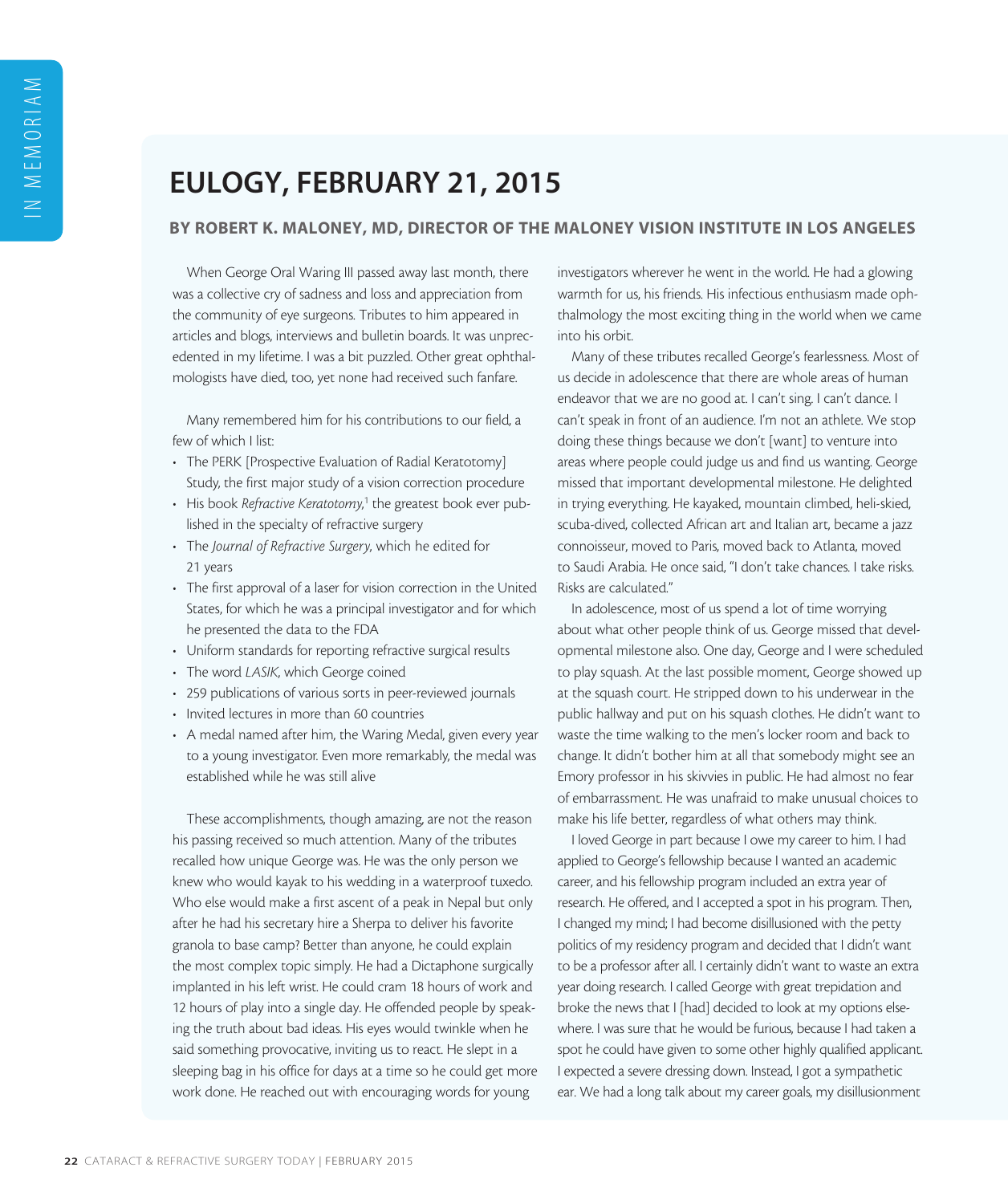# EULOGY, FEBRUARY 21, 2015

### BY ROBERT K. MALONEY, MD, DIRECTOR OF THE MALONEY VISION INSTITUTE IN LOS ANGELES

When George Oral Waring III passed away last month, there was a collective cry of sadness and loss and appreciation from the community of eye surgeons. Tributes to him appeared in articles and blogs, interviews and bulletin boards. It was unprecedented in my lifetime. I was a bit puzzled. Other great ophthalmologists have died, too, yet none had received such fanfare.

Many remembered him for his contributions to our field, a few of which I list:

- The PERK [Prospective Evaluation of Radial Keratotomy] Study, the first major study of a vision correction procedure
- His book *Refractive Keratotomy*,[1] the greatest book ever published in the specialty of refractive surgery
- The *Journal of Refractive Surgery*, which he edited for 21 years
- The first approval of a laser for vision correction in the United States, for which he was a principal investigator and for which he presented the data to the FDA
- Uniform standards for reporting refractive surgical results
- The word *LASIK*, which George coined
- 259 publications of various sorts in peer-reviewed journals
- Invited lectures in more than 60 countries
- A medal named after him, the Waring Medal, given every year to a young investigator. Even more remarkably, the medal was established while he was still alive

These accomplishments, though amazing, are not the reason his passing received so much attention. Many of the tributes recalled how unique George was. He was the only person we knew who would kayak to his wedding in a waterproof tuxedo. Who else would make a first ascent of a peak in Nepal but only after he had his secretary hire a Sherpa to deliver his favorite granola to base camp? Better than anyone, he could explain the most complex topic simply. He had a Dictaphone surgically implanted in his left wrist. He could cram 18 hours of work and 12 hours of play into a single day. He offended people by speaking the truth about bad ideas. His eyes would twinkle when he said something provocative, inviting us to react. He slept in a sleeping bag in his office for days at a time so he could get more work done. He reached out with encouraging words for young investigators wherever he went in the world. He had a glowing warmth for us, his friends. His infectious enthusiasm made ophthalmology the most exciting thing in the world when we came into his orbit.

Many of these tributes recalled George's fearlessness. Most of us decide in adolescence that there are whole areas of human endeavor that we are no good at. I can't sing. I can't dance. I can't speak in front of an audience. I'm not an athlete. We stop doing these things because we don't [want] to venture into areas where people could judge us and find us wanting. George missed that important developmental milestone. He delighted in trying everything. He kayaked, mountain climbed, heli-skied, scuba-dived, collected African art and Italian art, became a jazz connoisseur, moved to Paris, moved back to Atlanta, moved to Saudi Arabia. He once said, "I don't take chances. I take risks. Risks are calculated."

In adolescence, most of us spend a lot of time worrying about what other people think of us. George missed that developmental milestone also. One day, George and I were scheduled to play squash. At the last possible moment, George showed up at the squash court. He stripped down to his underwear in the public hallway and put on his squash clothes. He didn't want to waste the time walking to the men's locker room and back to change. It didn't bother him at all that somebody might see an Emory professor in his skivvies in public. He had almost no fear of embarrassment. He was unafraid to make unusual choices to make his life better, regardless of what others may think.

I loved George in part because I owe my career to him. I had applied to George's fellowship because I wanted an academic career, and his fellowship program included an extra year of research. He offered, and I accepted a spot in his program. Then, I changed my mind; I had become disillusioned with the petty politics of my residency program and decided that I didn't want to be a professor after all. I certainly didn't want to waste an extra year doing research. I called George with great trepidation and broke the news that I [had] decided to look at my options elsewhere. I was sure that he would be furious, because I had taken a spot he could have given to some other highly qualified applicant. I expected a severe dressing down. Instead, I got a sympathetic ear. We had a long talk about my career goals, my disillusionment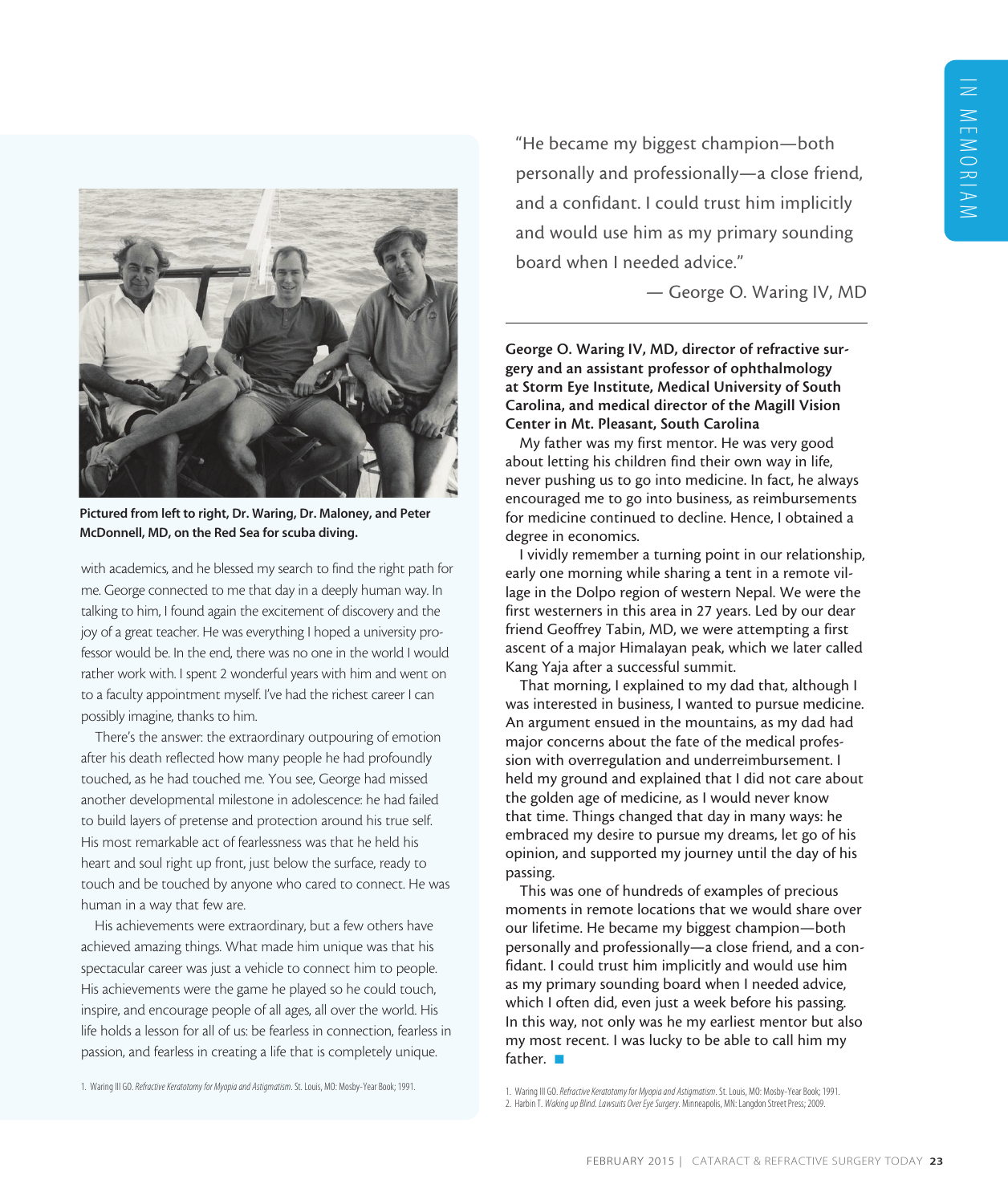Pictured from left to right, Dr. Waring, Dr. Maloney, and Peter McDonnell, MD, on the Red Sea for scuba diving.

with academics, and he blessed my search to find the right path for me. George connected to me that day in a deeply human way. In talking to him, I found again the excitement of discovery and the joy of a great teacher. He was everything I hoped a university professor would be. In the end, there was no one in the world I would rather work with. I spent 2 wonderful years with him and went on to a faculty appointment myself. I've had the richest career I can possibly imagine, thanks to him.

There's the answer: the extraordinary outpouring of emotion after his death reflected how many people he had profoundly touched, as he had touched me. You see, George had missed another developmental milestone in adolescence: he had failed to build layers of pretense and protection around his true self. His most remarkable act of fearlessness was that he held his heart and soul right up front, just below the surface, ready to touch and be touched by anyone who cared to connect. He was human in a way that few are.

His achievements were extraordinary, but a few others have achieved amazing things. What made him unique was that his spectacular career was just a vehicle to connect him to people. His achievements were the game he played so he could touch, inspire, and encourage people of all ages, all over the world. His life holds a lesson for all of us: be fearless in connection, fearless in passion, and fearless in creating a life that is completely unique.

1. Waring III GO. *Refractive Keratotomy for Myopia and Astigmatism*. St. Louis, MO: Mosby-Year Book; 1991.

> "He became my biggest champion—both personally and professionally—a close friend, and a confidant. I could trust him implicitly and would use him as my primary sounding board when I needed advice."
>
> — George O. Waring IV, MD

**George O. Waring IV, MD, director of refractive surgery and an assistant professor of ophthalmology at Storm Eye Institute, Medical University of South Carolina, and medical director of the Magill Vision Center in Mt. Pleasant, South Carolina**

My father was my first mentor. He was very good about letting his children find their own way in life, never pushing us to go into medicine. In fact, he always encouraged me to go into business, as reimbursements for medicine continued to decline. Hence, I obtained a degree in economics.

I vividly remember a turning point in our relationship, early one morning while sharing a tent in a remote village in the Dolpo region of western Nepal. We were the first westerners in this area in 27 years. Led by our dear friend Geoffrey Tabin, MD, we were attempting a first ascent of a major Himalayan peak, which we later called Kang Yaja after a successful summit.

That morning, I explained to my dad that, although I was interested in business, I wanted to pursue medicine. An argument ensued in the mountains, as my dad had major concerns about the fate of the medical profession with overregulation and underreimbursement. I held my ground and explained that I did not care about the golden age of medicine, as I would never know that time. Things changed that day in many ways: he embraced my desire to pursue my dreams, let go of his opinion, and supported my journey until the day of his passing.

This was one of hundreds of examples of precious moments in remote locations that we would share over our lifetime. He became my biggest champion—both personally and professionally—a close friend, and a confidant. I could trust him implicitly and would use him as my primary sounding board when I needed advice, which I often did, even just a week before his passing. In this way, not only was he my earliest mentor but also my most recent. I was lucky to be able to call him my father. ■

1. Waring III GO. *Refractive Keratotomy for Myopia and Astigmatism*. St. Louis, MO: Mosby-Year Book; 1991.
2. Harbin T. *Waking up Blind. Lawsuits Over Eye Surgery*. Minneapolis, MN: Langdon Street Press; 2009.